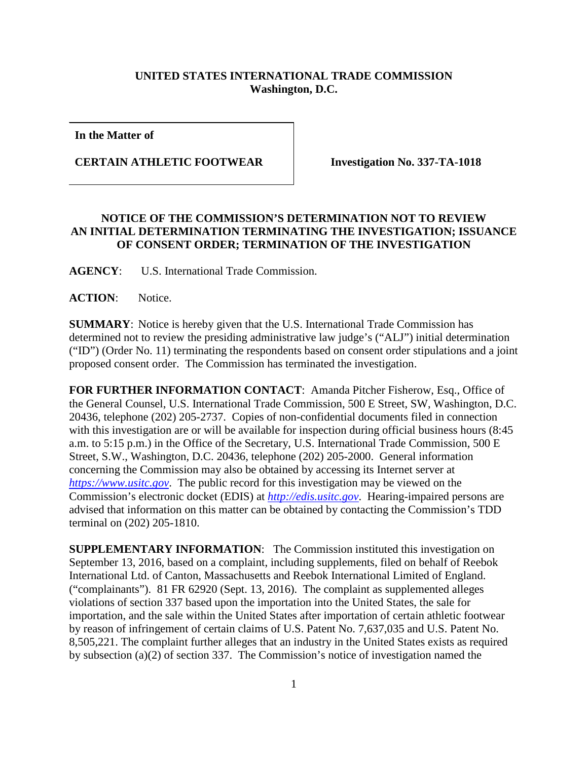**UNITED STATES INTERNATIONAL TRADE COMMISSION**
**Washington, D.C.**

| **In the Matter of** **CERTAIN ATHLETIC FOOTWEAR** | **Investigation No. 337-TA-1018** |
|---|---|

## NOTICE OF THE COMMISSION'S DETERMINATION NOT TO REVIEW AN INITIAL DETERMINATION TERMINATING THE INVESTIGATION; ISSUANCE OF CONSENT ORDER; TERMINATION OF THE INVESTIGATION

**AGENCY**: U.S. International Trade Commission.

**ACTION**: Notice.

**SUMMARY**: Notice is hereby given that the U.S. International Trade Commission has determined not to review the presiding administrative law judge's ("ALJ") initial determination ("ID") (Order No. 11) terminating the respondents based on consent order stipulations and a joint proposed consent order. The Commission has terminated the investigation.

**FOR FURTHER INFORMATION CONTACT**: Amanda Pitcher Fisherow, Esq., Office of the General Counsel, U.S. International Trade Commission, 500 E Street, SW, Washington, D.C. 20436, telephone (202) 205-2737. Copies of non-confidential documents filed in connection with this investigation are or will be available for inspection during official business hours (8:45 a.m. to 5:15 p.m.) in the Office of the Secretary, U.S. International Trade Commission, 500 E Street, S.W., Washington, D.C. 20436, telephone (202) 205-2000. General information concerning the Commission may also be obtained by accessing its Internet server at *https://www.usitc.gov*. The public record for this investigation may be viewed on the Commission's electronic docket (EDIS) at *http://edis.usitc.gov*. Hearing-impaired persons are advised that information on this matter can be obtained by contacting the Commission's TDD terminal on (202) 205-1810.

**SUPPLEMENTARY INFORMATION**: The Commission instituted this investigation on September 13, 2016, based on a complaint, including supplements, filed on behalf of Reebok International Ltd. of Canton, Massachusetts and Reebok International Limited of England. ("complainants"). 81 FR 62920 (Sept. 13, 2016). The complaint as supplemented alleges violations of section 337 based upon the importation into the United States, the sale for importation, and the sale within the United States after importation of certain athletic footwear by reason of infringement of certain claims of U.S. Patent No. 7,637,035 and U.S. Patent No. 8,505,221. The complaint further alleges that an industry in the United States exists as required by subsection (a)(2) of section 337. The Commission's notice of investigation named the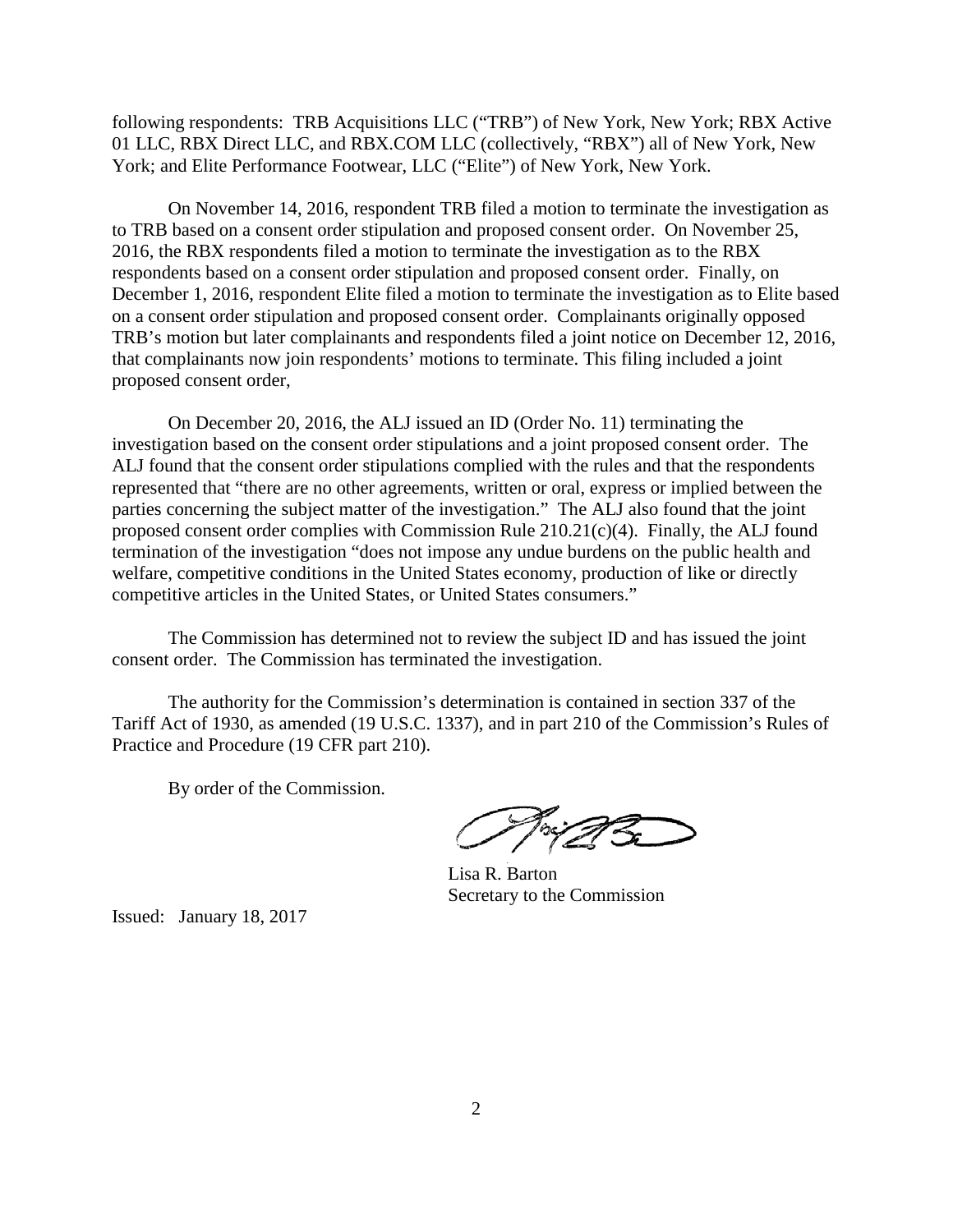following respondents: TRB Acquisitions LLC ("TRB") of New York, New York; RBX Active 01 LLC, RBX Direct LLC, and RBX.COM LLC (collectively, "RBX") all of New York, New York; and Elite Performance Footwear, LLC ("Elite") of New York, New York.

On November 14, 2016, respondent TRB filed a motion to terminate the investigation as to TRB based on a consent order stipulation and proposed consent order. On November 25, 2016, the RBX respondents filed a motion to terminate the investigation as to the RBX respondents based on a consent order stipulation and proposed consent order. Finally, on December 1, 2016, respondent Elite filed a motion to terminate the investigation as to Elite based on a consent order stipulation and proposed consent order. Complainants originally opposed TRB's motion but later complainants and respondents filed a joint notice on December 12, 2016, that complainants now join respondents' motions to terminate. This filing included a joint proposed consent order,

On December 20, 2016, the ALJ issued an ID (Order No. 11) terminating the investigation based on the consent order stipulations and a joint proposed consent order. The ALJ found that the consent order stipulations complied with the rules and that the respondents represented that "there are no other agreements, written or oral, express or implied between the parties concerning the subject matter of the investigation." The ALJ also found that the joint proposed consent order complies with Commission Rule 210.21(c)(4). Finally, the ALJ found termination of the investigation "does not impose any undue burdens on the public health and welfare, competitive conditions in the United States economy, production of like or directly competitive articles in the United States, or United States consumers."

The Commission has determined not to review the subject ID and has issued the joint consent order. The Commission has terminated the investigation.

The authority for the Commission's determination is contained in section 337 of the Tariff Act of 1930, as amended (19 U.S.C. 1337), and in part 210 of the Commission's Rules of Practice and Procedure (19 CFR part 210).

By order of the Commission.

Lisa R. Barton
Secretary to the Commission

Issued: January 18, 2017